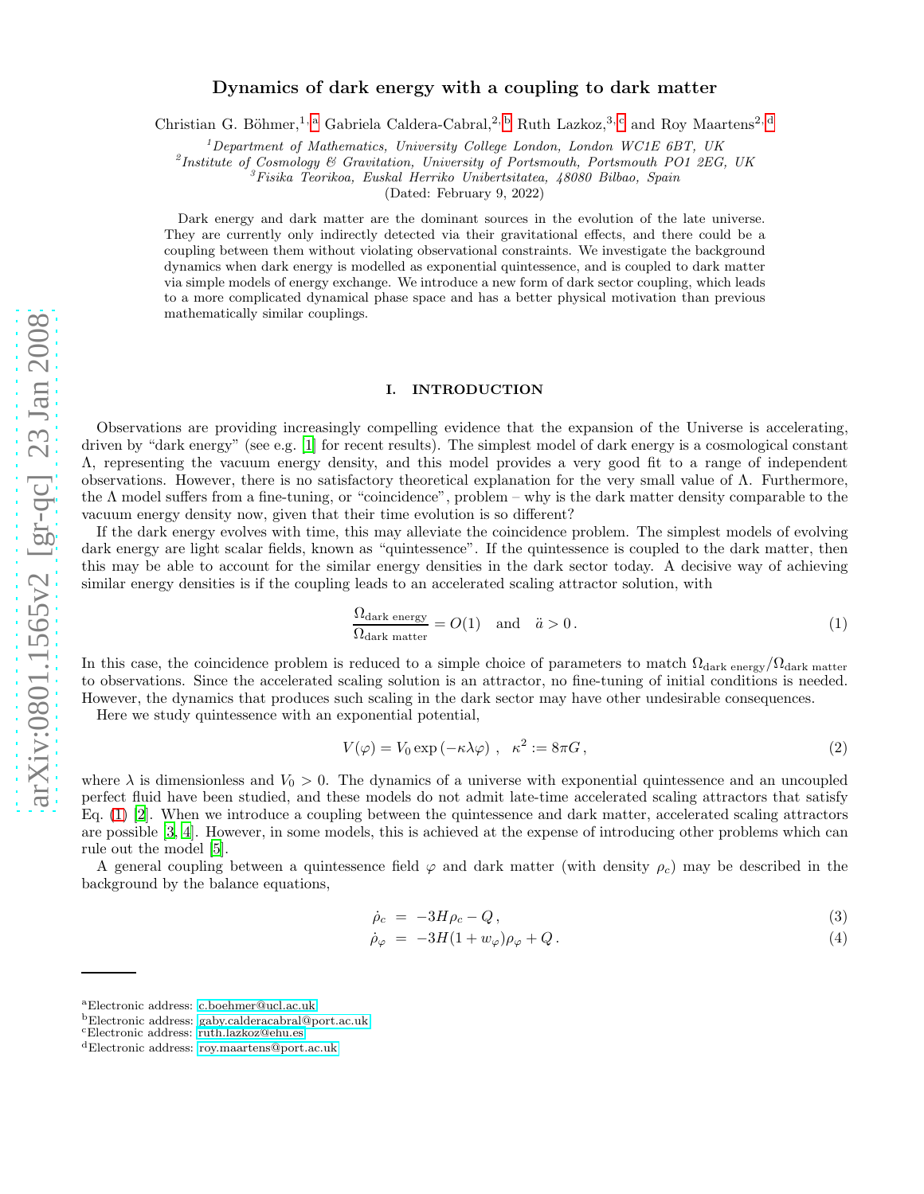# Dynamics of dark energy with a coupling to dark matter

Christian G. Böhmer,[1,a] Gabriela Caldera-Cabral,[2,b] Ruth Lazkoz,[3,c] and Roy Maartens[2,d]

[1]*Department of Mathematics, University College London, London WC1E 6BT, UK*
[2]*Institute of Cosmology & Gravitation, University of Portsmouth, Portsmouth PO1 2EG, UK*
[3]*Fisika Teorikoa, Euskal Herriko Unibertsitatea, 48080 Bilbao, Spain*
(Dated: February 9, 2022)

Dark energy and dark matter are the dominant sources in the evolution of the late universe. They are currently only indirectly detected via their gravitational effects, and there could be a coupling between them without violating observational constraints. We investigate the background dynamics when dark energy is modelled as exponential quintessence, and is coupled to dark matter via simple models of energy exchange. We introduce a new form of dark sector coupling, which leads to a more complicated dynamical phase space and has a better physical motivation than previous mathematically similar couplings.

## I. INTRODUCTION

Observations are providing increasingly compelling evidence that the expansion of the Universe is accelerating, driven by "dark energy" (see e.g. [1] for recent results). The simplest model of dark energy is a cosmological constant $\Lambda$, representing the vacuum energy density, and this model provides a very good fit to a range of independent observations. However, there is no satisfactory theoretical explanation for the very small value of $\Lambda$. Furthermore, the $\Lambda$ model suffers from a fine-tuning, or "coincidence", problem – why is the dark matter density comparable to the vacuum energy density now, given that their time evolution is so different?

If the dark energy evolves with time, this may alleviate the coincidence problem. The simplest models of evolving dark energy are light scalar fields, known as "quintessence". If the quintessence is coupled to the dark matter, then this may be able to account for the similar energy densities in the dark sector today. A decisive way of achieving similar energy densities is if the coupling leads to an accelerated scaling attractor solution, with

$$\frac{\Omega_{\text{dark energy}}}{\Omega_{\text{dark matter}}} = O(1) \quad \text{and} \quad \ddot{a} > 0\,. \tag{1}$$

In this case, the coincidence problem is reduced to a simple choice of parameters to match $\Omega_{\text{dark energy}}/\Omega_{\text{dark matter}}$ to observations. Since the accelerated scaling solution is an attractor, no fine-tuning of initial conditions is needed. However, the dynamics that produces such scaling in the dark sector may have other undesirable consequences.

Here we study quintessence with an exponential potential,

$$V(\varphi) = V_0 \exp\left(-\kappa\lambda\varphi\right)\,, \quad \kappa^2 := 8\pi G\,, \tag{2}$$

where $\lambda$ is dimensionless and $V_0 > 0$. The dynamics of a universe with exponential quintessence and an uncoupled perfect fluid have been studied, and these models do not admit late-time accelerated scaling attractors that satisfy Eq. (1) [2]. When we introduce a coupling between the quintessence and dark matter, accelerated scaling attractors are possible [3, 4]. However, in some models, this is achieved at the expense of introducing other problems which can rule out the model [5].

A general coupling between a quintessence field $\varphi$ and dark matter (with density $\rho_c$) may be described in the background by the balance equations,

$$\dot{\rho}_c = -3H\rho_c - Q\,, \tag{3}$$

$$\dot{\rho}_\varphi = -3H(1+w_\varphi)\rho_\varphi + Q\,. \tag{4}$$

[a]Electronic address: c.boehmer@ucl.ac.uk
[b]Electronic address: gaby.calderacabral@port.ac.uk
[c]Electronic address: ruth.lazkoz@ehu.es
[d]Electronic address: roy.maartens@port.ac.uk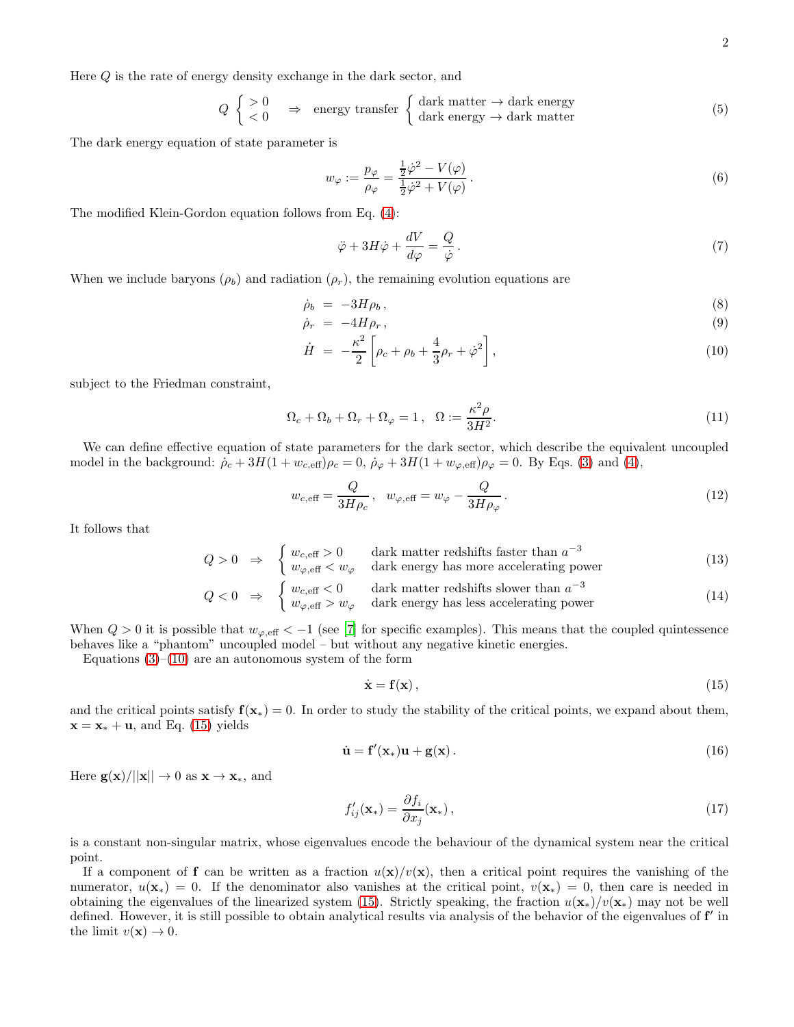Here $Q$ is the rate of energy density exchange in the dark sector, and

$$
Q \left\{ \begin{array}{l} > 0 \\ < 0 \end{array} \right. \;\; \Rightarrow \;\; \text{energy transfer} \left\{ \begin{array}{l} \text{dark matter} \rightarrow \text{dark energy} \\ \text{dark energy} \rightarrow \text{dark matter} \end{array} \right. \tag{5}
$$

The dark energy equation of state parameter is

$$
w_\varphi := \frac{p_\varphi}{\rho_\varphi} = \frac{\frac{1}{2}\dot{\varphi}^2 - V(\varphi)}{\frac{1}{2}\dot{\varphi}^2 + V(\varphi)} \,. \tag{6}
$$

The modified Klein-Gordon equation follows from Eq. (4):

$$
\ddot{\varphi} + 3H\dot{\varphi} + \frac{dV}{d\varphi} = \frac{Q}{\dot{\varphi}} \,. \tag{7}
$$

When we include baryons ($\rho_b$) and radiation ($\rho_r$), the remaining evolution equations are

$$
\dot{\rho}_b \; = \; -3H\rho_b \,, \tag{8}
$$

$$
\dot{\rho}_r \; = \; -4H\rho_r \,, \tag{9}
$$

$$
\dot{H} \; = \; -\frac{\kappa^2}{2}\left[\rho_c + \rho_b + \frac{4}{3}\rho_r + \dot{\varphi}^2\right], \tag{10}
$$

subject to the Friedman constraint,

$$
\Omega_c + \Omega_b + \Omega_r + \Omega_\varphi = 1 \,, \;\; \Omega := \frac{\kappa^2 \rho}{3H^2}. \tag{11}
$$

We can define effective equation of state parameters for the dark sector, which describe the equivalent uncoupled model in the background: $\dot{\rho}_c + 3H(1+w_{c,\rm eff})\rho_c = 0$, $\dot{\rho}_\varphi + 3H(1+w_{\varphi,\rm eff})\rho_\varphi = 0$. By Eqs. (3) and (4),

$$
w_{c,\rm eff} = \frac{Q}{3H\rho_c} \,, \;\; w_{\varphi,\rm eff} = w_\varphi - \frac{Q}{3H\rho_\varphi} \,. \tag{12}
$$

It follows that

$$
Q > 0 \;\; \Rightarrow \;\; \left\{ \begin{array}{ll} w_{c,\rm eff} > 0 & \text{dark matter redshifts faster than } a^{-3} \\ w_{\varphi,\rm eff} < w_\varphi & \text{dark energy has more accelerating power} \end{array} \right. \tag{13}
$$

$$
Q < 0 \;\; \Rightarrow \;\; \left\{ \begin{array}{ll} w_{c,\rm eff} < 0 & \text{dark matter redshifts slower than } a^{-3} \\ w_{\varphi,\rm eff} > w_\varphi & \text{dark energy has less accelerating power} \end{array} \right. \tag{14}
$$

When $Q > 0$ it is possible that $w_{\varphi,\rm eff} < -1$ (see [7] for specific examples). This means that the coupled quintessence behaves like a "phantom" uncoupled model – but without any negative kinetic energies.

Equations (3)–(10) are an autonomous system of the form

$$
\dot{\mathbf{x}} = \mathbf{f}(\mathbf{x}) \,, \tag{15}
$$

and the critical points satisfy $\mathbf{f}(\mathbf{x}_*) = 0$. In order to study the stability of the critical points, we expand about them, $\mathbf{x} = \mathbf{x}_* + \mathbf{u}$, and Eq. (15) yields

$$
\dot{\mathbf{u}} = \mathbf{f}'(\mathbf{x}_*)\mathbf{u} + \mathbf{g}(\mathbf{x}) \,. \tag{16}
$$

Here $\mathbf{g}(\mathbf{x})/||\mathbf{x}|| \rightarrow 0$ as $\mathbf{x} \rightarrow \mathbf{x}_*$, and

$$
f'_{ij}(\mathbf{x}_*) = \frac{\partial f_i}{\partial x_j}(\mathbf{x}_*) \,, \tag{17}
$$

is a constant non-singular matrix, whose eigenvalues encode the behaviour of the dynamical system near the critical point.

If a component of $\mathbf{f}$ can be written as a fraction $u(\mathbf{x})/v(\mathbf{x})$, then a critical point requires the vanishing of the numerator, $u(\mathbf{x}_*) = 0$. If the denominator also vanishes at the critical point, $v(\mathbf{x}_*) = 0$, then care is needed in obtaining the eigenvalues of the linearized system (15). Strictly speaking, the fraction $u(\mathbf{x}_*)/v(\mathbf{x}_*)$ may not be well defined. However, it is still possible to obtain analytical results via analysis of the behavior of the eigenvalues of $\mathbf{f}'$ in the limit $v(\mathbf{x}) \rightarrow 0$.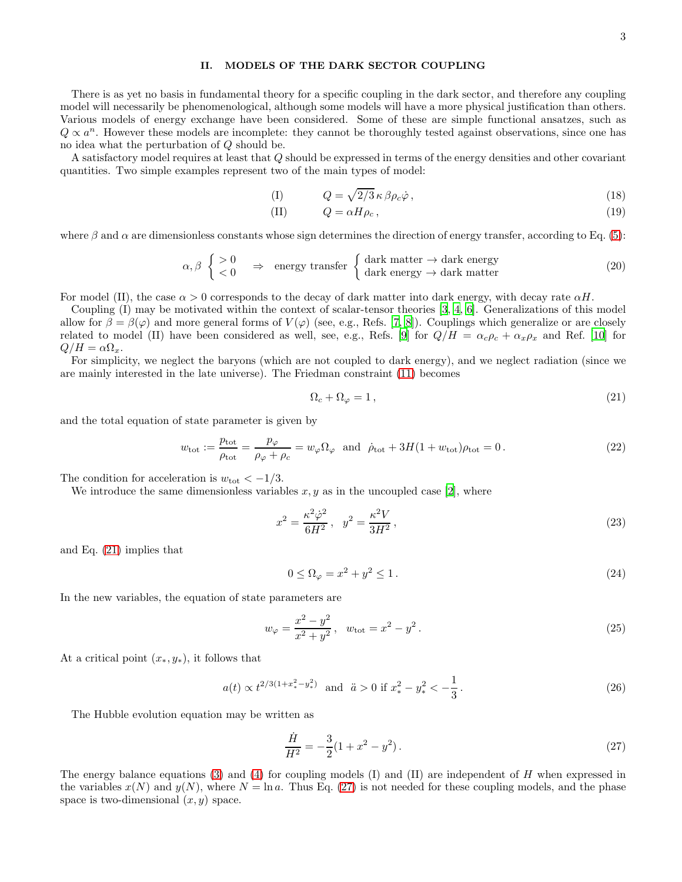## II. MODELS OF THE DARK SECTOR COUPLING

There is as yet no basis in fundamental theory for a specific coupling in the dark sector, and therefore any coupling model will necessarily be phenomenological, although some models will have a more physical justification than others. Various models of energy exchange have been considered. Some of these are simple functional ansatzes, such as $Q \propto a^n$. However these models are incomplete: they cannot be thoroughly tested against observations, since one has no idea what the perturbation of $Q$ should be.

A satisfactory model requires at least that $Q$ should be expressed in terms of the energy densities and other covariant quantities. Two simple examples represent two of the main types of model:

$$\text{(I)} \qquad Q = \sqrt{2/3}\,\kappa\,\beta\rho_c\dot{\varphi}\,, \tag{18}$$

$$\text{(II)} \qquad Q = \alpha H \rho_c\,, \tag{19}$$

where $\beta$ and $\alpha$ are dimensionless constants whose sign determines the direction of energy transfer, according to Eq. (5):

$$\alpha, \beta \begin{cases} > 0 \\ < 0 \end{cases} \Rightarrow \text{ energy transfer } \begin{cases} \text{dark matter} \to \text{dark energy} \\ \text{dark energy} \to \text{dark matter} \end{cases} \tag{20}$$

For model (II), the case $\alpha > 0$ corresponds to the decay of dark matter into dark energy, with decay rate $\alpha H$.

Coupling (I) may be motivated within the context of scalar-tensor theories [3, 4, 6]. Generalizations of this model allow for $\beta = \beta(\varphi)$ and more general forms of $V(\varphi)$ (see, e.g., Refs. [7, 8]). Couplings which generalize or are closely related to model (II) have been considered as well, see, e.g., Refs. [9] for $Q/H = \alpha_c\rho_c + \alpha_x\rho_x$ and Ref. [10] for $Q/H = \alpha\Omega_x$.

For simplicity, we neglect the baryons (which are not coupled to dark energy), and we neglect radiation (since we are mainly interested in the late universe). The Friedman constraint (11) becomes

$$\Omega_c + \Omega_\varphi = 1\,, \tag{21}$$

and the total equation of state parameter is given by

$$w_{\rm tot} := \frac{p_{\rm tot}}{\rho_{\rm tot}} = \frac{p_\varphi}{\rho_\varphi + \rho_c} = w_\varphi\Omega_\varphi \;\text{ and }\; \dot{\rho}_{\rm tot} + 3H(1+w_{\rm tot})\rho_{\rm tot} = 0\,. \tag{22}$$

The condition for acceleration is $w_{\rm tot} < -1/3$.

We introduce the same dimensionless variables $x, y$ as in the uncoupled case [2], where

$$x^2 = \frac{\kappa^2\dot{\varphi}^2}{6H^2}\,, \quad y^2 = \frac{\kappa^2 V}{3H^2}\,, \tag{23}$$

and Eq. (21) implies that

$$0 \le \Omega_\varphi = x^2 + y^2 \le 1\,. \tag{24}$$

In the new variables, the equation of state parameters are

$$w_\varphi = \frac{x^2 - y^2}{x^2 + y^2}\,, \quad w_{\rm tot} = x^2 - y^2\,. \tag{25}$$

At a critical point $(x_*, y_*)$, it follows that

$$a(t) \propto t^{2/3(1+x_*^2-y_*^2)} \;\text{ and }\; \ddot{a} > 0 \text{ if } x_*^2 - y_*^2 < -\frac{1}{3}\,. \tag{26}$$

The Hubble evolution equation may be written as

$$\frac{\dot{H}}{H^2} = -\frac{3}{2}(1 + x^2 - y^2)\,. \tag{27}$$

The energy balance equations (3) and (4) for coupling models (I) and (II) are independent of $H$ when expressed in the variables $x(N)$ and $y(N)$, where $N = \ln a$. Thus Eq. (27) is not needed for these coupling models, and the phase space is two-dimensional $(x, y)$ space.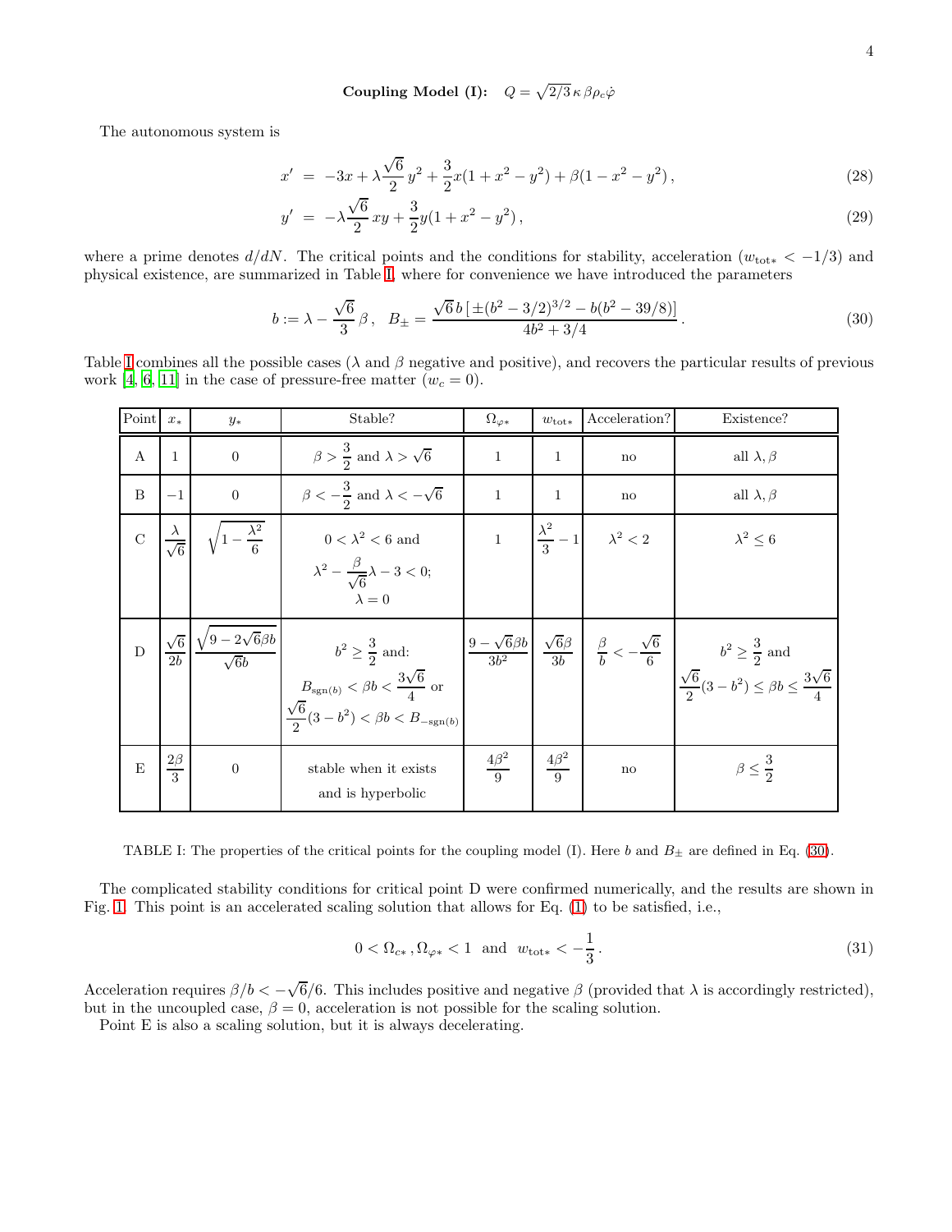**Coupling Model (I):** $\quad Q = \sqrt{2/3}\,\kappa\,\beta\rho_c\dot{\varphi}$

The autonomous system is

$$x' = -3x + \lambda\frac{\sqrt{6}}{2}\,y^2 + \frac{3}{2}x(1+x^2-y^2) + \beta(1-x^2-y^2)\,, \tag{28}$$

$$y' = -\lambda\frac{\sqrt{6}}{2}\,xy + \frac{3}{2}y(1+x^2-y^2)\,, \tag{29}$$

where a prime denotes $d/dN$. The critical points and the conditions for stability, acceleration ($w_{\rm tot*} < -1/3$) and physical existence, are summarized in Table I, where for convenience we have introduced the parameters

$$b := \lambda - \frac{\sqrt{6}}{3}\,\beta\,, \quad B_{\pm} = \frac{\sqrt{6}\,b\left[\pm(b^2-3/2)^{3/2} - b(b^2-39/8)\right]}{4b^2+3/4}\,. \tag{30}$$

Table I combines all the possible cases ($\lambda$ and $\beta$ negative and positive), and recovers the particular results of previous work [4, 6, 11] in the case of pressure-free matter ($w_c = 0$).

| Point | $x_*$ | $y_*$ | Stable? | $\Omega_{\varphi *}$ | $w_{\rm tot*}$ | Acceleration? | Existence? |
|---|---|---|---|---|---|---|---|
| A | $1$ | $0$ | $\beta > \frac{3}{2}$ and $\lambda > \sqrt{6}$ | $1$ | $1$ | no | all $\lambda, \beta$ |
| B | $-1$ | $0$ | $\beta < -\frac{3}{2}$ and $\lambda < -\sqrt{6}$ | $1$ | $1$ | no | all $\lambda, \beta$ |
| C | $\frac{\lambda}{\sqrt{6}}$ | $\sqrt{1-\frac{\lambda^2}{6}}$ | $0 < \lambda^2 < 6$ and $\lambda^2 - \frac{\beta}{\sqrt{6}}\lambda - 3 < 0$; $\lambda = 0$ | $1$ | $\frac{\lambda^2}{3} - 1$ | $\lambda^2 < 2$ | $\lambda^2 \leq 6$ |
| D | $\frac{\sqrt{6}}{2b}$ | $\frac{\sqrt{9-2\sqrt{6}\beta b}}{\sqrt{6}b}$ | $b^2 \geq \frac{3}{2}$ and: $B_{{\rm sgn}(b)} < \beta b < \frac{3\sqrt{6}}{4}$ or $\frac{\sqrt{6}}{2}(3-b^2) < \beta b < B_{-{\rm sgn}(b)}$ | $\frac{9-\sqrt{6}\beta b}{3b^2}$ | $\frac{\sqrt{6}\beta}{3b}$ | $\frac{\beta}{b} < -\frac{\sqrt{6}}{6}$ | $b^2 \geq \frac{3}{2}$ and $\frac{\sqrt{6}}{2}(3-b^2) \leq \beta b \leq \frac{3\sqrt{6}}{4}$ |
| E | $\frac{2\beta}{3}$ | $0$ | stable when it exists and is hyperbolic | $\frac{4\beta^2}{9}$ | $\frac{4\beta^2}{9}$ | no | $\beta \leq \frac{3}{2}$ |

TABLE I: The properties of the critical points for the coupling model (I). Here $b$ and $B_{\pm}$ are defined in Eq. (30).

The complicated stability conditions for critical point D were confirmed numerically, and the results are shown in Fig. 1. This point is an accelerated scaling solution that allows for Eq. (1) to be satisfied, i.e.,

$$0 < \Omega_{c*}\,, \Omega_{\varphi *} < 1 \;\text{ and }\; w_{\rm tot*} < -\frac{1}{3}\,. \tag{31}$$

Acceleration requires $\beta/b < -\sqrt{6}/6$. This includes positive and negative $\beta$ (provided that $\lambda$ is accordingly restricted), but in the uncoupled case, $\beta = 0$, acceleration is not possible for the scaling solution.

Point E is also a scaling solution, but it is always decelerating.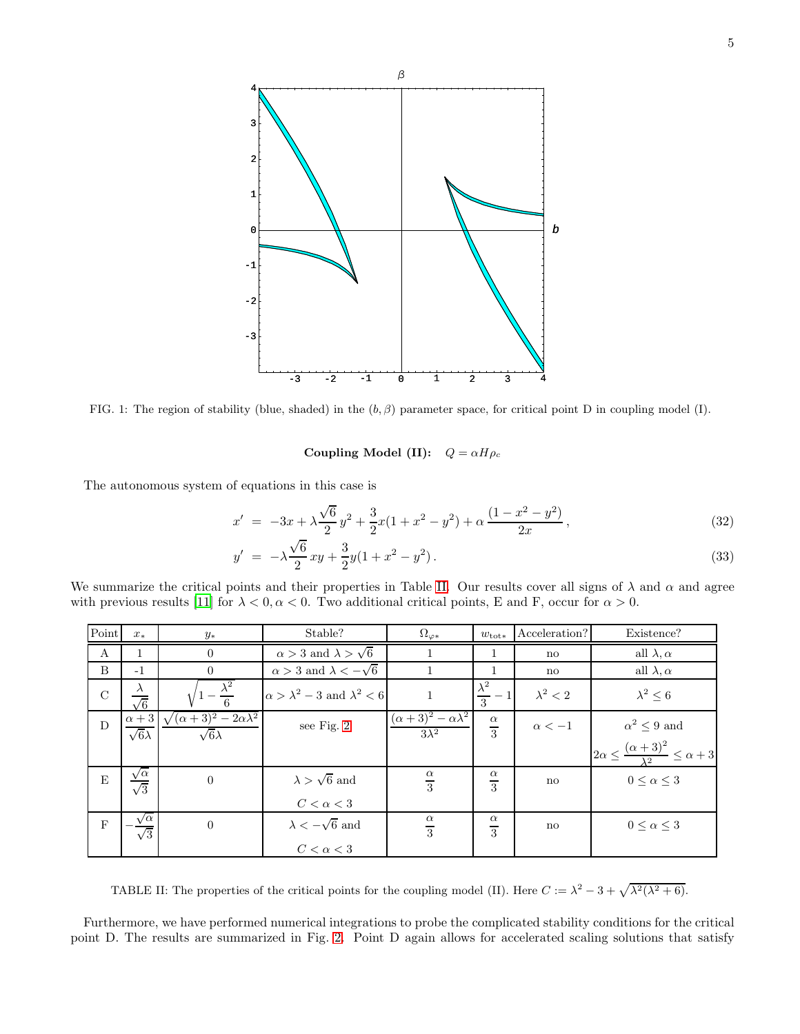FIG. 1: The region of stability (blue, shaded) in the $(b, \beta)$ parameter space, for critical point D in coupling model (I).

**Coupling Model (II):** $\quad Q = \alpha H \rho_c$

The autonomous system of equations in this case is

$$x' = -3x + \lambda \frac{\sqrt{6}}{2} y^2 + \frac{3}{2} x(1 + x^2 - y^2) + \alpha \frac{(1 - x^2 - y^2)}{2x}, \tag{32}$$

$$y' = -\lambda \frac{\sqrt{6}}{2} xy + \frac{3}{2} y(1 + x^2 - y^2). \tag{33}$$

We summarize the critical points and their properties in Table II. Our results cover all signs of $\lambda$ and $\alpha$ and agree with previous results [11] for $\lambda < 0, \alpha < 0$. Two additional critical points, E and F, occur for $\alpha > 0$.

| Point | $x_*$ | $y_*$ | Stable? | $\Omega_{\varphi *}$ | $w_{\rm tot *}$ | Acceleration? | Existence? |
|---|---|---|---|---|---|---|---|
| A | 1 | 0 | $\alpha > 3$ and $\lambda > \sqrt{6}$ | 1 | 1 | no | all $\lambda, \alpha$ |
| B | -1 | 0 | $\alpha > 3$ and $\lambda < -\sqrt{6}$ | 1 | 1 | no | all $\lambda, \alpha$ |
| C | $\dfrac{\lambda}{\sqrt{6}}$ | $\sqrt{1 - \dfrac{\lambda^2}{6}}$ | $\alpha > \lambda^2 - 3$ and $\lambda^2 < 6$ | 1 | $\dfrac{\lambda^2}{3} - 1$ | $\lambda^2 < 2$ | $\lambda^2 \leq 6$ |
| D | $\dfrac{\alpha + 3}{\sqrt{6}\lambda}$ | $\dfrac{\sqrt{(\alpha+3)^2 - 2\alpha\lambda^2}}{\sqrt{6}\lambda}$ | see Fig. 2 | $\dfrac{(\alpha+3)^2 - \alpha\lambda^2}{3\lambda^2}$ | $\dfrac{\alpha}{3}$ | $\alpha < -1$ | $\alpha^2 \leq 9$ and $2\alpha \leq \dfrac{(\alpha+3)^2}{\lambda^2} \leq \alpha + 3$ |
| E | $\dfrac{\sqrt{\alpha}}{\sqrt{3}}$ | 0 | $\lambda > \sqrt{6}$ and $C < \alpha < 3$ | $\dfrac{\alpha}{3}$ | $\dfrac{\alpha}{3}$ | no | $0 \leq \alpha \leq 3$ |
| F | $-\dfrac{\sqrt{\alpha}}{\sqrt{3}}$ | 0 | $\lambda < -\sqrt{6}$ and $C < \alpha < 3$ | $\dfrac{\alpha}{3}$ | $\dfrac{\alpha}{3}$ | no | $0 \leq \alpha \leq 3$ |

TABLE II: The properties of the critical points for the coupling model (II). Here $C := \lambda^2 - 3 + \sqrt{\lambda^2(\lambda^2 + 6)}$.

Furthermore, we have performed numerical integrations to probe the complicated stability conditions for the critical point D. The results are summarized in Fig. 2. Point D again allows for accelerated scaling solutions that satisfy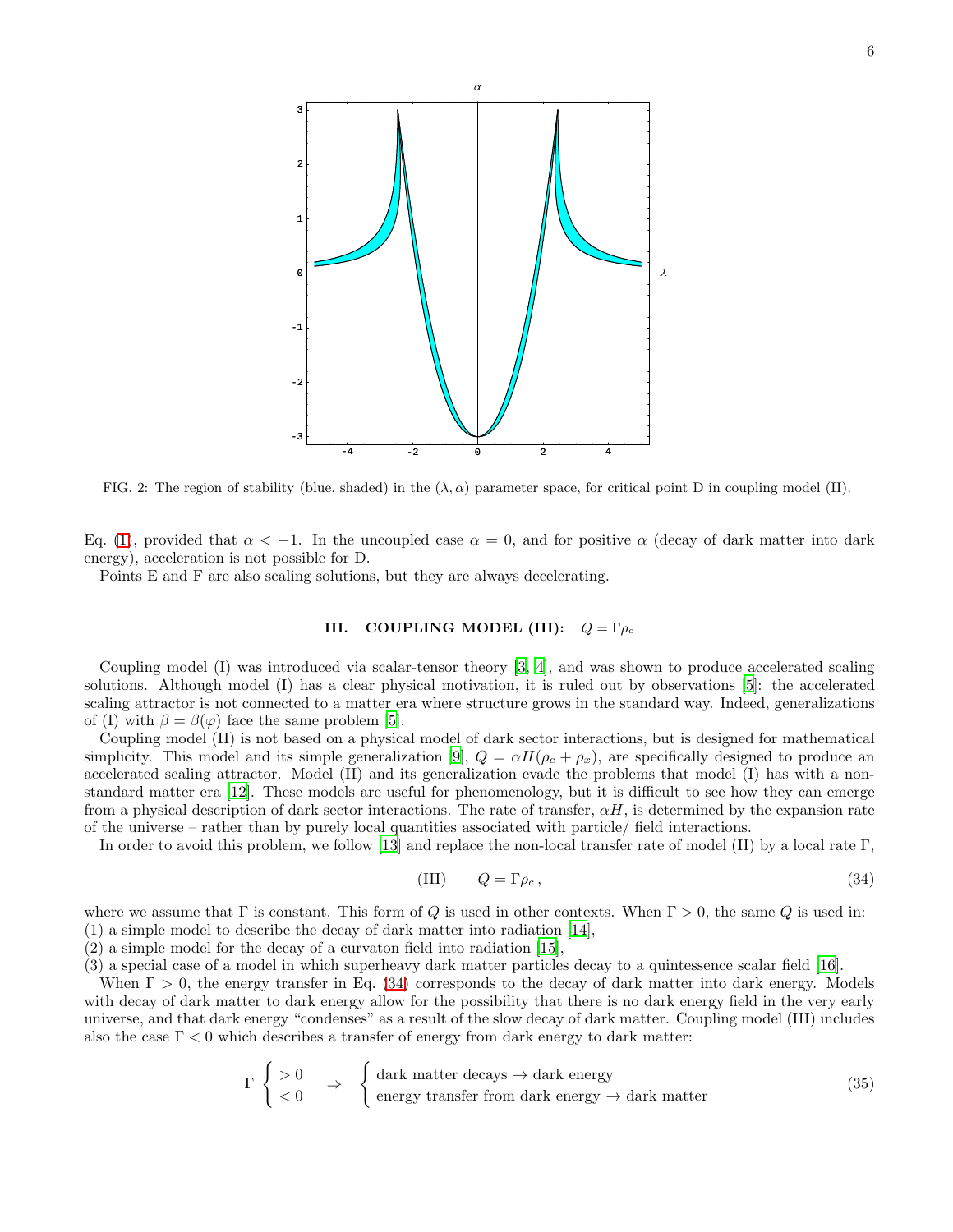FIG. 2: The region of stability (blue, shaded) in the $(\lambda, \alpha)$ parameter space, for critical point D in coupling model (II).

Eq. (1), provided that $\alpha < -1$. In the uncoupled case $\alpha = 0$, and for positive $\alpha$ (decay of dark matter into dark energy), acceleration is not possible for D.

Points E and F are also scaling solutions, but they are always decelerating.

## III. COUPLING MODEL (III): $Q = \Gamma \rho_c$

Coupling model (I) was introduced via scalar-tensor theory [3, 4], and was shown to produce accelerated scaling solutions. Although model (I) has a clear physical motivation, it is ruled out by observations [5]: the accelerated scaling attractor is not connected to a matter era where structure grows in the standard way. Indeed, generalizations of (I) with $\beta = \beta(\varphi)$ face the same problem [5].

Coupling model (II) is not based on a physical model of dark sector interactions, but is designed for mathematical simplicity. This model and its simple generalization [9], $Q = \alpha H(\rho_c + \rho_x)$, are specifically designed to produce an accelerated scaling attractor. Model (II) and its generalization evade the problems that model (I) has with a non-standard matter era [12]. These models are useful for phenomenology, but it is difficult to see how they can emerge from a physical description of dark sector interactions. The rate of transfer, $\alpha H$, is determined by the expansion rate of the universe – rather than by purely local quantities associated with particle/ field interactions.

In order to avoid this problem, we follow [13] and replace the non-local transfer rate of model (II) by a local rate $\Gamma$,

$$\text{(III)} \qquad Q = \Gamma \rho_c \,, \tag{34}$$

where we assume that $\Gamma$ is constant. This form of $Q$ is used in other contexts. When $\Gamma > 0$, the same $Q$ is used in:
(1) a simple model to describe the decay of dark matter into radiation [14],
(2) a simple model for the decay of a curvaton field into radiation [15],
(3) a special case of a model in which superheavy dark matter particles decay to a quintessence scalar field [16].

When $\Gamma > 0$, the energy transfer in Eq. (34) corresponds to the decay of dark matter into dark energy. Models with decay of dark matter to dark energy allow for the possibility that there is no dark energy field in the very early universe, and that dark energy "condenses" as a result of the slow decay of dark matter. Coupling model (III) includes also the case $\Gamma < 0$ which describes a transfer of energy from dark energy to dark matter:

$$\Gamma \begin{cases} > 0 \\ < 0 \end{cases} \Rightarrow \begin{cases} \text{dark matter decays} \rightarrow \text{dark energy} \\ \text{energy transfer from dark energy} \rightarrow \text{dark matter} \end{cases} \tag{35}$$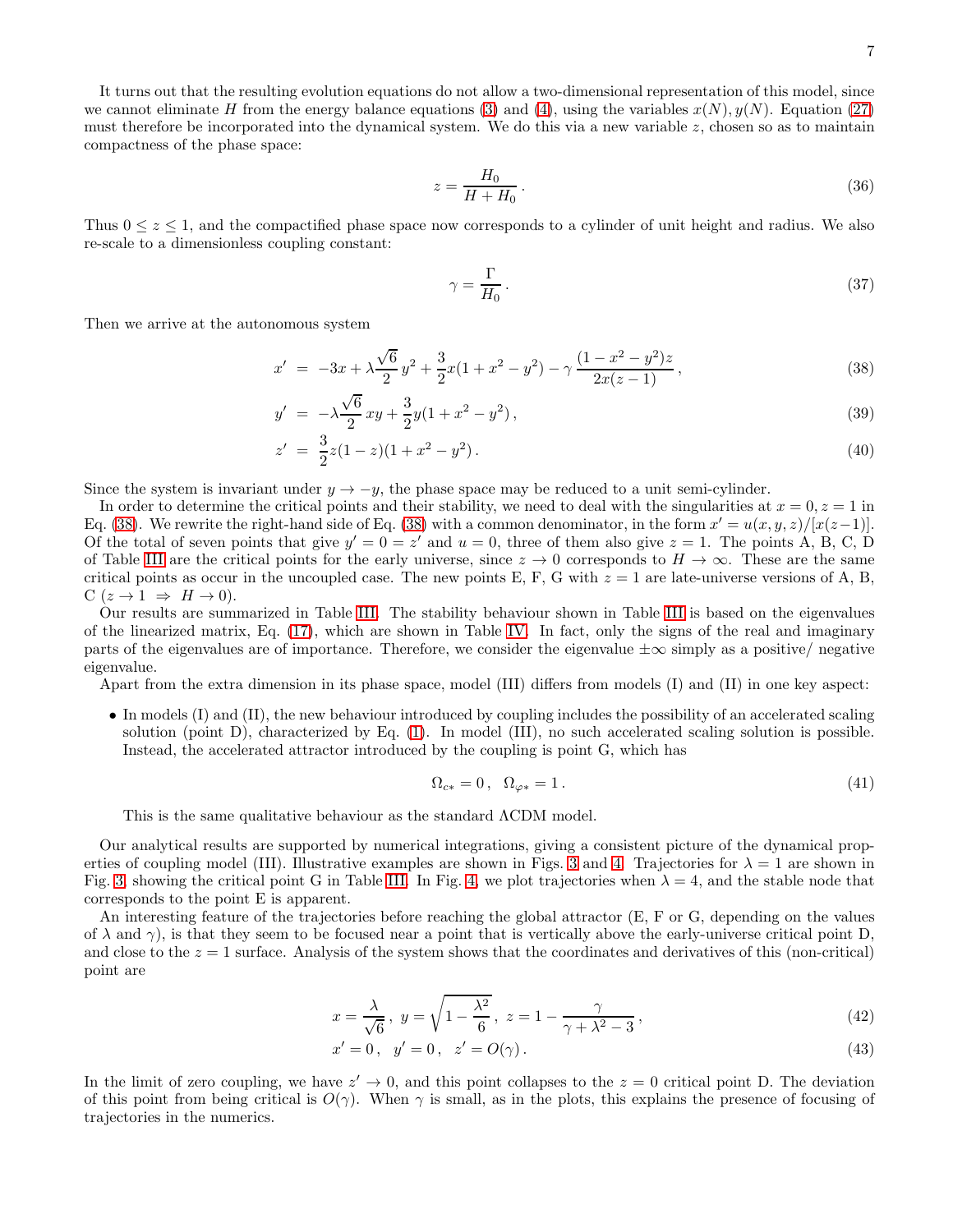It turns out that the resulting evolution equations do not allow a two-dimensional representation of this model, since we cannot eliminate $H$ from the energy balance equations (3) and (4), using the variables $x(N), y(N)$. Equation (27) must therefore be incorporated into the dynamical system. We do this via a new variable $z$, chosen so as to maintain compactness of the phase space:

$$z = \frac{H_0}{H + H_0} \,. \tag{36}$$

Thus $0 \leq z \leq 1$, and the compactified phase space now corresponds to a cylinder of unit height and radius. We also re-scale to a dimensionless coupling constant:

$$\gamma = \frac{\Gamma}{H_0} \,. \tag{37}$$

Then we arrive at the autonomous system

$$x' = -3x + \lambda \frac{\sqrt{6}}{2} y^2 + \frac{3}{2} x (1 + x^2 - y^2) - \gamma \, \frac{(1 - x^2 - y^2) z}{2x(z-1)} \,, \tag{38}$$

$$y' = -\lambda \frac{\sqrt{6}}{2} xy + \frac{3}{2} y (1 + x^2 - y^2) \,, \tag{39}$$

$$z' = \frac{3}{2} z (1 - z)(1 + x^2 - y^2) \,. \tag{40}$$

Since the system is invariant under $y \to -y$, the phase space may be reduced to a unit semi-cylinder.

In order to determine the critical points and their stability, we need to deal with the singularities at $x = 0, z = 1$ in Eq. (38). We rewrite the right-hand side of Eq. (38) with a common denominator, in the form $x' = u(x, y, z)/[x(z-1)]$. Of the total of seven points that give $y' = 0 = z'$ and $u = 0$, three of them also give $z = 1$. The points A, B, C, D of Table III are the critical points for the early universe, since $z \to 0$ corresponds to $H \to \infty$. These are the same critical points as occur in the uncoupled case. The new points E, F, G with $z = 1$ are late-universe versions of A, B, C ($z \to 1 \;\Rightarrow\; H \to 0$).

Our results are summarized in Table III. The stability behaviour shown in Table III is based on the eigenvalues of the linearized matrix, Eq. (17), which are shown in Table IV. In fact, only the signs of the real and imaginary parts of the eigenvalues are of importance. Therefore, we consider the eigenvalue $\pm\infty$ simply as a positive/ negative eigenvalue.

Apart from the extra dimension in its phase space, model (III) differs from models (I) and (II) in one key aspect:

- In models (I) and (II), the new behaviour introduced by coupling includes the possibility of an accelerated scaling solution (point D), characterized by Eq. (1). In model (III), no such accelerated scaling solution is possible. Instead, the accelerated attractor introduced by the coupling is point G, which has

$$\Omega_{c*} = 0 \,, \quad \Omega_{\varphi *} = 1 \,. \tag{41}$$

  This is the same qualitative behaviour as the standard ΛCDM model.

Our analytical results are supported by numerical integrations, giving a consistent picture of the dynamical properties of coupling model (III). Illustrative examples are shown in Figs. 3 and 4. Trajectories for $\lambda = 1$ are shown in Fig. 3, showing the critical point G in Table III. In Fig. 4, we plot trajectories when $\lambda = 4$, and the stable node that corresponds to the point E is apparent.

An interesting feature of the trajectories before reaching the global attractor (E, F or G, depending on the values of $\lambda$ and $\gamma$), is that they seem to be focused near a point that is vertically above the early-universe critical point D, and close to the $z = 1$ surface. Analysis of the system shows that the coordinates and derivatives of this (non-critical) point are

$$x = \frac{\lambda}{\sqrt{6}} \,, \; y = \sqrt{1 - \frac{\lambda^2}{6}} \,, \; z = 1 - \frac{\gamma}{\gamma + \lambda^2 - 3} \,, \tag{42}$$

$$x' = 0 \,, \quad y' = 0 \,, \quad z' = O(\gamma) \,. \tag{43}$$

In the limit of zero coupling, we have $z' \to 0$, and this point collapses to the $z = 0$ critical point D. The deviation of this point from being critical is $O(\gamma)$. When $\gamma$ is small, as in the plots, this explains the presence of focusing of trajectories in the numerics.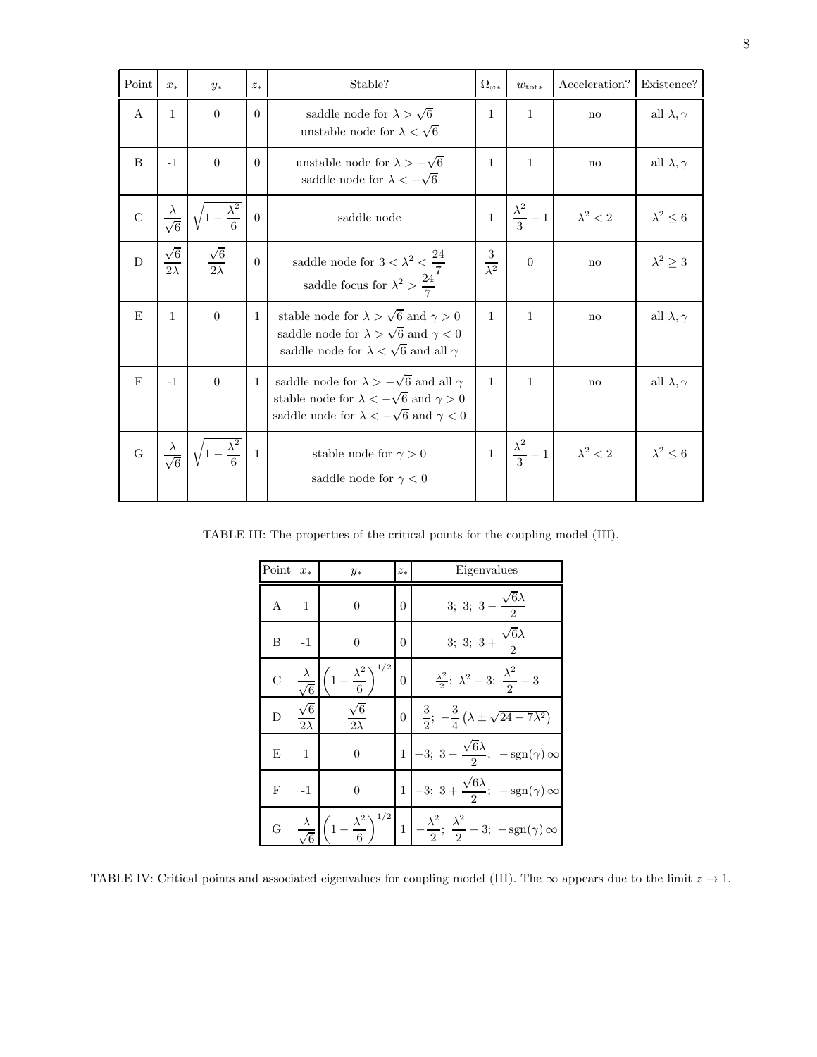| Point | $x_*$ | $y_*$ | $z_*$ | Stable? | $\Omega_{\varphi *}$ | $w_{\rm tot*}$ | Acceleration? | Existence? |
|---|---|---|---|---|---|---|---|---|
| A | 1 | 0 | 0 | saddle node for $\lambda > \sqrt{6}$<br>unstable node for $\lambda < \sqrt{6}$ | 1 | 1 | no | all $\lambda, \gamma$ |
| B | -1 | 0 | 0 | unstable node for $\lambda > -\sqrt{6}$<br>saddle node for $\lambda < -\sqrt{6}$ | 1 | 1 | no | all $\lambda, \gamma$ |
| C | $\frac{\lambda}{\sqrt{6}}$ | $\sqrt{1-\frac{\lambda^2}{6}}$ | 0 | saddle node | 1 | $\frac{\lambda^2}{3}-1$ | $\lambda^2 < 2$ | $\lambda^2 \leq 6$ |
| D | $\frac{\sqrt{6}}{2\lambda}$ | $\frac{\sqrt{6}}{2\lambda}$ | 0 | saddle node for $3 < \lambda^2 < \frac{24}{7}$<br>saddle focus for $\lambda^2 > \frac{24}{7}$ | $\frac{3}{\lambda^2}$ | 0 | no | $\lambda^2 \geq 3$ |
| E | 1 | 0 | 1 | stable node for $\lambda > \sqrt{6}$ and $\gamma > 0$<br>saddle node for $\lambda > \sqrt{6}$ and $\gamma < 0$<br>saddle node for $\lambda < \sqrt{6}$ and all $\gamma$ | 1 | 1 | no | all $\lambda, \gamma$ |
| F | -1 | 0 | 1 | saddle node for $\lambda > -\sqrt{6}$ and all $\gamma$<br>stable node for $\lambda < -\sqrt{6}$ and $\gamma > 0$<br>saddle node for $\lambda < -\sqrt{6}$ and $\gamma < 0$ | 1 | 1 | no | all $\lambda, \gamma$ |
| G | $\frac{\lambda}{\sqrt{6}}$ | $\sqrt{1-\frac{\lambda^2}{6}}$ | 1 | stable node for $\gamma > 0$<br>saddle node for $\gamma < 0$ | 1 | $\frac{\lambda^2}{3}-1$ | $\lambda^2 < 2$ | $\lambda^2 \leq 6$ |

TABLE III: The properties of the critical points for the coupling model (III).

| Point | $x_*$ | $y_*$ | $z_*$ | Eigenvalues |
|---|---|---|---|---|
| A | 1 | 0 | 0 | $3;\ 3;\ 3-\frac{\sqrt{6}\lambda}{2}$ |
| B | -1 | 0 | 0 | $3;\ 3;\ 3+\frac{\sqrt{6}\lambda}{2}$ |
| C | $\frac{\lambda}{\sqrt{6}}$ | $\left(1-\frac{\lambda^2}{6}\right)^{1/2}$ | 0 | $\frac{\lambda^2}{2};\ \lambda^2-3;\ \frac{\lambda^2}{2}-3$ |
| D | $\frac{\sqrt{6}}{2\lambda}$ | $\frac{\sqrt{6}}{2\lambda}$ | 0 | $\frac{3}{2};\ -\frac{3}{4}\left(\lambda \pm \sqrt{24-7\lambda^2}\right)$ |
| E | 1 | 0 | 1 | $-3;\ 3-\frac{\sqrt{6}\lambda}{2};\ -\mathrm{sgn}(\gamma)\,\infty$ |
| F | -1 | 0 | 1 | $-3;\ 3+\frac{\sqrt{6}\lambda}{2};\ -\mathrm{sgn}(\gamma)\,\infty$ |
| G | $\frac{\lambda}{\sqrt{6}}$ | $\left(1-\frac{\lambda^2}{6}\right)^{1/2}$ | 1 | $-\frac{\lambda^2}{2};\ \frac{\lambda^2}{2}-3;\ -\mathrm{sgn}(\gamma)\,\infty$ |

TABLE IV: Critical points and associated eigenvalues for coupling model (III). The $\infty$ appears due to the limit $z \to 1$.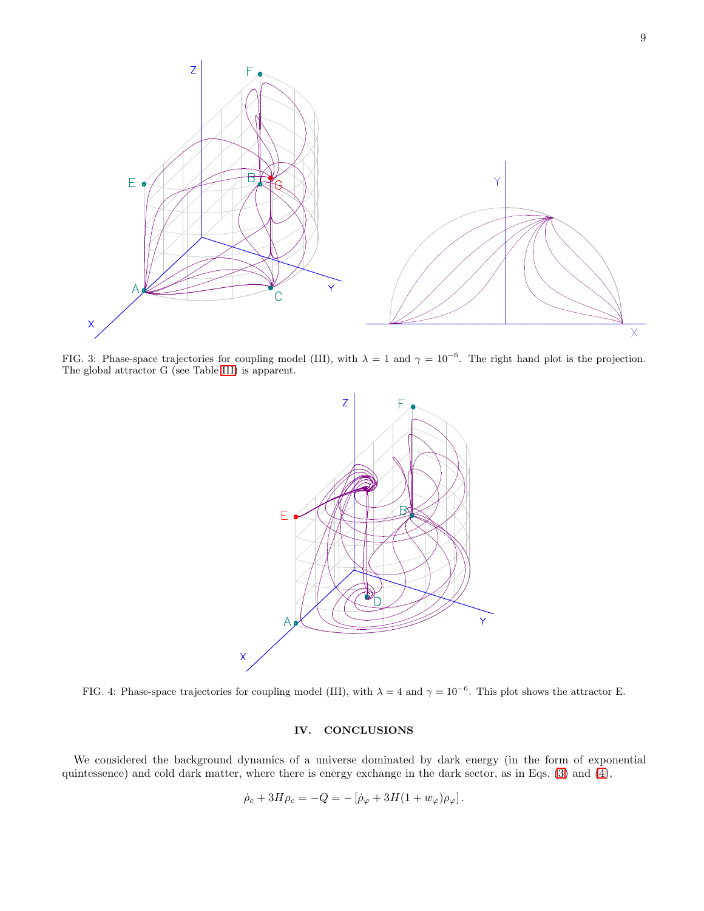FIG. 3: Phase-space trajectories for coupling model (III), with $\lambda = 1$ and $\gamma = 10^{-6}$. The right hand plot is the projection. The global attractor G (see Table III) is apparent.

FIG. 4: Phase-space trajectories for coupling model (III), with $\lambda = 4$ and $\gamma = 10^{-6}$. This plot shows the attractor E.

## IV. CONCLUSIONS

We considered the background dynamics of a universe dominated by dark energy (in the form of exponential quintessence) and cold dark matter, where there is energy exchange in the dark sector, as in Eqs. (3) and (4),

$$\dot{\rho}_c + 3H\rho_c = -Q = -\left[\dot{\rho}_\varphi + 3H(1+w_\varphi)\rho_\varphi\right].$$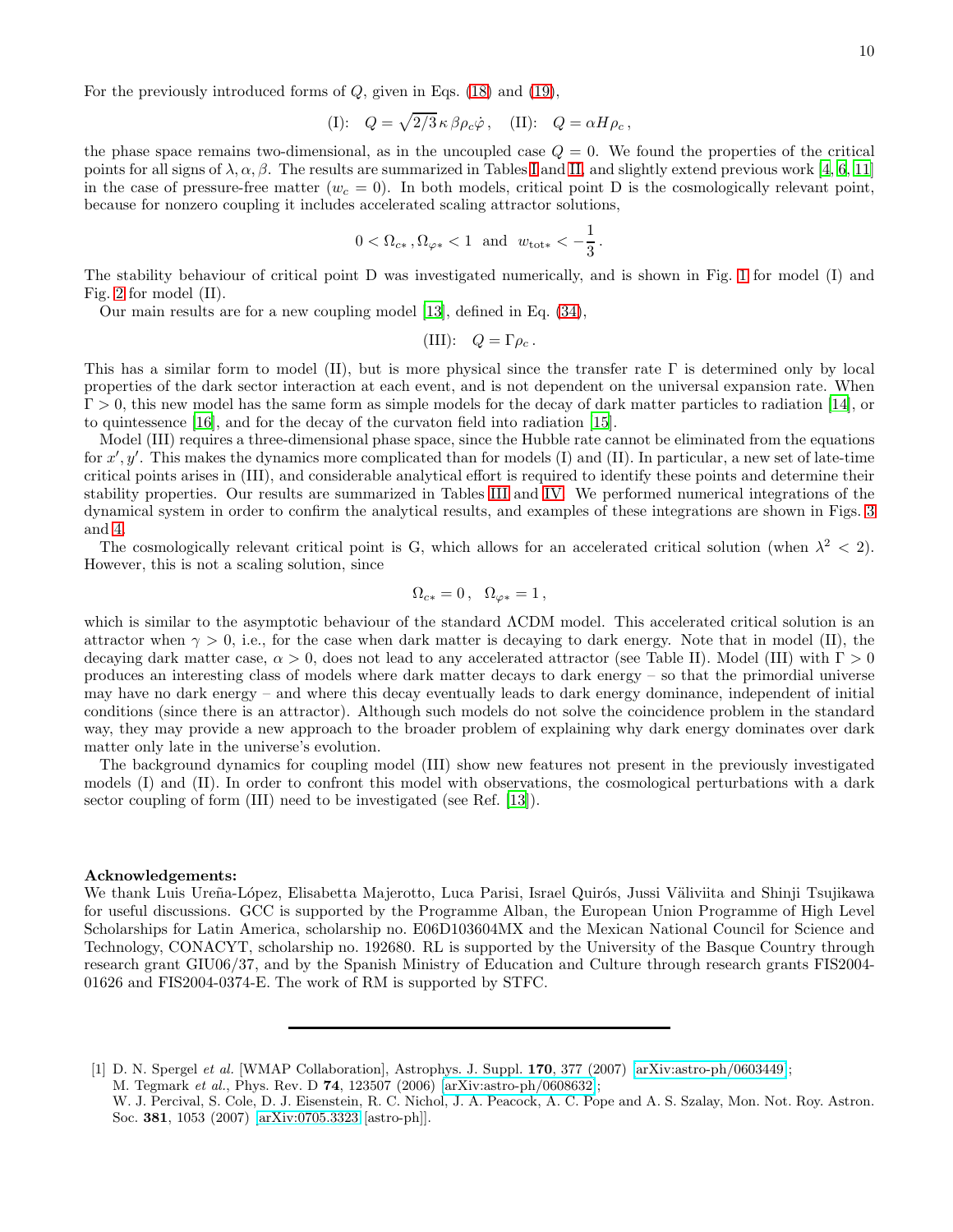For the previously introduced forms of $Q$, given in Eqs. (18) and (19),

$$\text{(I):} \quad Q = \sqrt{2/3}\,\kappa\,\beta\rho_c\dot{\varphi}\,, \quad \text{(II):} \quad Q = \alpha H \rho_c\,,$$

the phase space remains two-dimensional, as in the uncoupled case $Q = 0$. We found the properties of the critical points for all signs of $\lambda, \alpha, \beta$. The results are summarized in Tables I and II, and slightly extend previous work [4, 6, 11] in the case of pressure-free matter ($w_c = 0$). In both models, critical point D is the cosmologically relevant point, because for nonzero coupling it includes accelerated scaling attractor solutions,

$$0 < \Omega_{c*}\,, \Omega_{\varphi*} < 1 \;\; \text{and} \;\; w_{\text{tot}*} < -\frac{1}{3}\,.$$

The stability behaviour of critical point D was investigated numerically, and is shown in Fig. 1 for model (I) and Fig. 2 for model (II).

Our main results are for a new coupling model [13], defined in Eq. (34),

$$\text{(III):} \quad Q = \Gamma \rho_c\,.$$

This has a similar form to model (II), but is more physical since the transfer rate $\Gamma$ is determined only by local properties of the dark sector interaction at each event, and is not dependent on the universal expansion rate. When $\Gamma > 0$, this new model has the same form as simple models for the decay of dark matter particles to radiation [14], or to quintessence [16], and for the decay of the curvaton field into radiation [15].

Model (III) requires a three-dimensional phase space, since the Hubble rate cannot be eliminated from the equations for $x', y'$. This makes the dynamics more complicated than for models (I) and (II). In particular, a new set of late-time critical points arises in (III), and considerable analytical effort is required to identify these points and determine their stability properties. Our results are summarized in Tables III and IV. We performed numerical integrations of the dynamical system in order to confirm the analytical results, and examples of these integrations are shown in Figs. 3 and 4.

The cosmologically relevant critical point is G, which allows for an accelerated critical solution (when $\lambda^2 < 2$). However, this is not a scaling solution, since

$$\Omega_{c*} = 0\,, \quad \Omega_{\varphi*} = 1\,,$$

which is similar to the asymptotic behaviour of the standard ΛCDM model. This accelerated critical solution is an attractor when $\gamma > 0$, i.e., for the case when dark matter is decaying to dark energy. Note that in model (II), the decaying dark matter case, $\alpha > 0$, does not lead to any accelerated attractor (see Table II). Model (III) with $\Gamma > 0$ produces an interesting class of models where dark matter decays to dark energy – so that the primordial universe may have no dark energy – and where this decay eventually leads to dark energy dominance, independent of initial conditions (since there is an attractor). Although such models do not solve the coincidence problem in the standard way, they may provide a new approach to the broader problem of explaining why dark energy dominates over dark matter only late in the universe's evolution.

The background dynamics for coupling model (III) show new features not present in the previously investigated models (I) and (II). In order to confront this model with observations, the cosmological perturbations with a dark sector coupling of form (III) need to be investigated (see Ref. [13]).

**Acknowledgements:**
We thank Luis Ureña-López, Elisabetta Majerotto, Luca Parisi, Israel Quirós, Jussi Väliviita and Shinji Tsujikawa for useful discussions. GCC is supported by the Programme Alban, the European Union Programme of High Level Scholarships for Latin America, scholarship no. E06D103604MX and the Mexican National Council for Science and Technology, CONACYT, scholarship no. 192680. RL is supported by the University of the Basque Country through research grant GIU06/37, and by the Spanish Ministry of Education and Culture through research grants FIS2004-01626 and FIS2004-0374-E. The work of RM is supported by STFC.

---

[1] D. N. Spergel *et al.* [WMAP Collaboration], Astrophys. J. Suppl. **170**, 377 (2007) [arXiv:astro-ph/0603449];
M. Tegmark *et al.*, Phys. Rev. D **74**, 123507 (2006) [arXiv:astro-ph/0608632];
W. J. Percival, S. Cole, D. J. Eisenstein, R. C. Nichol, J. A. Peacock, A. C. Pope and A. S. Szalay, Mon. Not. Roy. Astron. Soc. **381**, 1053 (2007) [arXiv:0705.3323 [astro-ph]].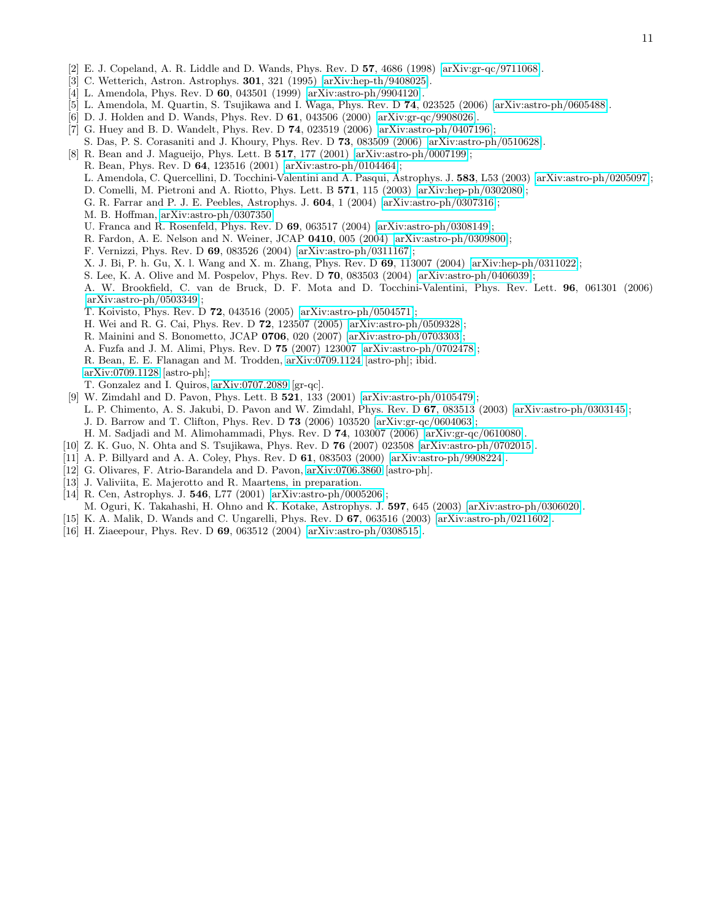[2] E. J. Copeland, A. R. Liddle and D. Wands, Phys. Rev. D **57**, 4686 (1998) [arXiv:gr-qc/9711068].

[3] C. Wetterich, Astron. Astrophys. **301**, 321 (1995) [arXiv:hep-th/9408025].

[4] L. Amendola, Phys. Rev. D **60**, 043501 (1999) [arXiv:astro-ph/9904120].

[5] L. Amendola, M. Quartin, S. Tsujikawa and I. Waga, Phys. Rev. D **74**, 023525 (2006) [arXiv:astro-ph/0605488].

[6] D. J. Holden and D. Wands, Phys. Rev. D **61**, 043506 (2000) [arXiv:gr-qc/9908026].

[7] G. Huey and B. D. Wandelt, Phys. Rev. D **74**, 023519 (2006) [arXiv:astro-ph/0407196];
S. Das, P. S. Corasaniti and J. Khoury, Phys. Rev. D **73**, 083509 (2006) [arXiv:astro-ph/0510628].

[8] R. Bean and J. Magueijo, Phys. Lett. B **517**, 177 (2001) [arXiv:astro-ph/0007199];
R. Bean, Phys. Rev. D **64**, 123516 (2001) [arXiv:astro-ph/0104464];
L. Amendola, C. Quercellini, D. Tocchini-Valentini and A. Pasqui, Astrophys. J. **583**, L53 (2003) [arXiv:astro-ph/0205097];
D. Comelli, M. Pietroni and A. Riotto, Phys. Lett. B **571**, 115 (2003) [arXiv:hep-ph/0302080];
G. R. Farrar and P. J. E. Peebles, Astrophys. J. **604**, 1 (2004) [arXiv:astro-ph/0307316];
M. B. Hoffman, arXiv:astro-ph/0307350;
U. Franca and R. Rosenfeld, Phys. Rev. D **69**, 063517 (2004) [arXiv:astro-ph/0308149];
R. Fardon, A. E. Nelson and N. Weiner, JCAP **0410**, 005 (2004) [arXiv:astro-ph/0309800];
F. Vernizzi, Phys. Rev. D **69**, 083526 (2004) [arXiv:astro-ph/0311167];
X. J. Bi, P. h. Gu, X. l. Wang and X. m. Zhang, Phys. Rev. D **69**, 113007 (2004) [arXiv:hep-ph/0311022];
S. Lee, K. A. Olive and M. Pospelov, Phys. Rev. D **70**, 083503 (2004) [arXiv:astro-ph/0406039];
A. W. Brookfield, C. van de Bruck, D. F. Mota and D. Tocchini-Valentini, Phys. Rev. Lett. **96**, 061301 (2006) [arXiv:astro-ph/0503349];
T. Koivisto, Phys. Rev. D **72**, 043516 (2005) [arXiv:astro-ph/0504571];
H. Wei and R. G. Cai, Phys. Rev. D **72**, 123507 (2005) [arXiv:astro-ph/0509328];
R. Mainini and S. Bonometto, JCAP **0706**, 020 (2007) [arXiv:astro-ph/0703303];
A. Fuzfa and J. M. Alimi, Phys. Rev. D **75** (2007) 123007 [arXiv:astro-ph/0702478];
R. Bean, E. E. Flanagan and M. Trodden, arXiv:0709.1124 [astro-ph]; ibid. arXiv:0709.1128 [astro-ph];
T. Gonzalez and I. Quiros, arXiv:0707.2089 [gr-qc].

[9] W. Zimdahl and D. Pavon, Phys. Lett. B **521**, 133 (2001) [arXiv:astro-ph/0105479];
L. P. Chimento, A. S. Jakubi, D. Pavon and W. Zimdahl, Phys. Rev. D **67**, 083513 (2003) [arXiv:astro-ph/0303145];
J. D. Barrow and T. Clifton, Phys. Rev. D **73** (2006) 103520 [arXiv:gr-qc/0604063];
H. M. Sadjadi and M. Alimohammadi, Phys. Rev. D **74**, 103007 (2006) [arXiv:gr-qc/0610080].

[10] Z. K. Guo, N. Ohta and S. Tsujikawa, Phys. Rev. D **76** (2007) 023508 [arXiv:astro-ph/0702015].

[11] A. P. Billyard and A. A. Coley, Phys. Rev. D **61**, 083503 (2000) [arXiv:astro-ph/9908224].

[12] G. Olivares, F. Atrio-Barandela and D. Pavon, arXiv:0706.3860 [astro-ph].

[13] J. Valiviita, E. Majerotto and R. Maartens, in preparation.

[14] R. Cen, Astrophys. J. **546**, L77 (2001) [arXiv:astro-ph/0005206];
M. Oguri, K. Takahashi, H. Ohno and K. Kotake, Astrophys. J. **597**, 645 (2003) [arXiv:astro-ph/0306020].

[15] K. A. Malik, D. Wands and C. Ungarelli, Phys. Rev. D **67**, 063516 (2003) [arXiv:astro-ph/0211602].

[16] H. Ziaeepour, Phys. Rev. D **69**, 063512 (2004) [arXiv:astro-ph/0308515].